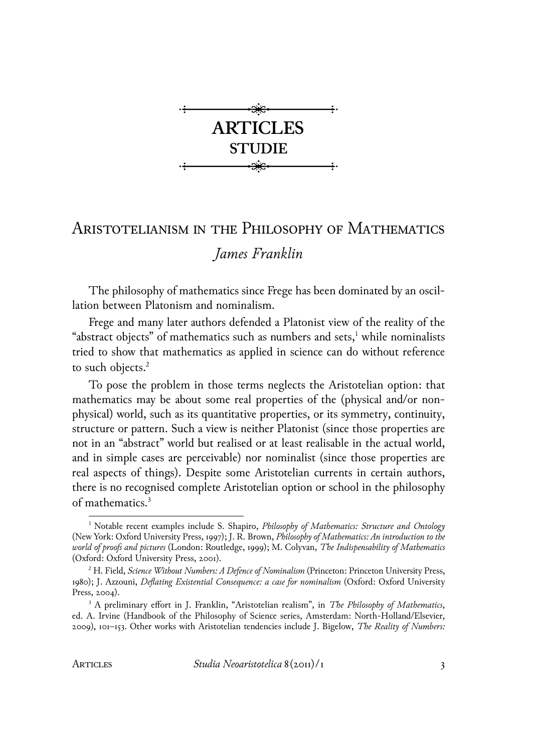# ARTICLES

## STUDIE

# Aristotelianism in the Philosophy of Mathematics

*James Franklin*

The philosophy of mathematics since Frege has been dominated by an oscillation between Platonism and nominalism.

Frege and many later authors defended a Platonist view of the reality of the "abstract objects" of mathematics such as numbers and sets,[1] while nominalists tried to show that mathematics as applied in science can do without reference to such objects.[2]

To pose the problem in those terms neglects the Aristotelian option: that mathematics may be about some real properties of the (physical and/or non-physical) world, such as its quantitative properties, or its symmetry, continuity, structure or pattern. Such a view is neither Platonist (since those properties are not in an "abstract" world but realised or at least realisable in the actual world, and in simple cases are perceivable) nor nominalist (since those properties are real aspects of things). Despite some Aristotelian currents in certain authors, there is no recognised complete Aristotelian option or school in the philosophy of mathematics.[3]

---

[1] Notable recent examples include S. Shapiro, *Philosophy of Mathematics: Structure and Ontology* (New York: Oxford University Press, 1997); J. R. Brown, *Philosophy of Mathematics: An introduction to the world of proofs and pictures* (London: Routledge, 1999); M. Colyvan, *The Indispensability of Mathematics* (Oxford: Oxford University Press, 2001).

[2] H. Field, *Science Without Numbers: A Defence of Nominalism* (Princeton: Princeton University Press, 1980); J. Azzouni, *Deflating Existential Consequence: a case for nominalism* (Oxford: Oxford University Press, 2004).

[3] A preliminary effort in J. Franklin, "Aristotelian realism", in *The Philosophy of Mathematics*, ed. A. Irvine (Handbook of the Philosophy of Science series, Amsterdam: North-Holland/Elsevier, 2009), 101–153. Other works with Aristotelian tendencies include J. Bigelow, *The Reality of Numbers:*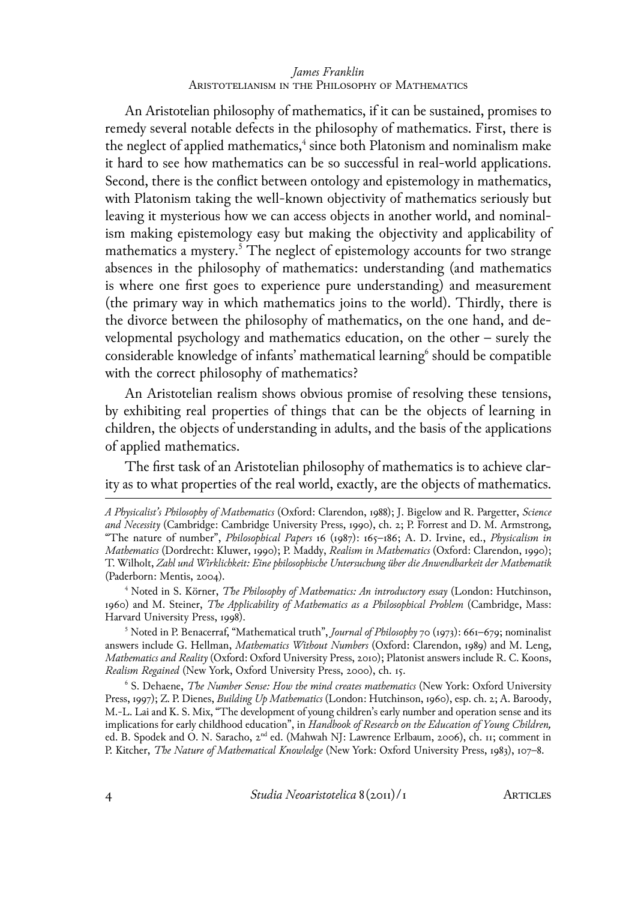An Aristotelian philosophy of mathematics, if it can be sustained, promises to remedy several notable defects in the philosophy of mathematics. First, there is the neglect of applied mathematics,[4] since both Platonism and nominalism make it hard to see how mathematics can be so successful in real-world applications. Second, there is the conflict between ontology and epistemology in mathematics, with Platonism taking the well-known objectivity of mathematics seriously but leaving it mysterious how we can access objects in another world, and nominalism making epistemology easy but making the objectivity and applicability of mathematics a mystery.[5] The neglect of epistemology accounts for two strange absences in the philosophy of mathematics: understanding (and mathematics is where one first goes to experience pure understanding) and measurement (the primary way in which mathematics joins to the world). Thirdly, there is the divorce between the philosophy of mathematics, on the one hand, and developmental psychology and mathematics education, on the other – surely the considerable knowledge of infants' mathematical learning[6] should be compatible with the correct philosophy of mathematics?

An Aristotelian realism shows obvious promise of resolving these tensions, by exhibiting real properties of things that can be the objects of learning in children, the objects of understanding in adults, and the basis of the applications of applied mathematics.

The first task of an Aristotelian philosophy of mathematics is to achieve clarity as to what properties of the real world, exactly, are the objects of mathematics.

---

*A Physicalist's Philosophy of Mathematics* (Oxford: Clarendon, 1988); J. Bigelow and R. Pargetter, *Science and Necessity* (Cambridge: Cambridge University Press, 1990), ch. 2; P. Forrest and D. M. Armstrong, "The nature of number", *Philosophical Papers* 16 (1987): 165–186; A. D. Irvine, ed., *Physicalism in Mathematics* (Dordrecht: Kluwer, 1990); P. Maddy, *Realism in Mathematics* (Oxford: Clarendon, 1990); T. Wilholt, *Zahl und Wirklichkeit: Eine philosophische Untersuchung über die Anwendbarkeit der Mathematik* (Paderborn: Mentis, 2004).

[4] Noted in S. Körner, *The Philosophy of Mathematics: An introductory essay* (London: Hutchinson, 1960) and M. Steiner, *The Applicability of Mathematics as a Philosophical Problem* (Cambridge, Mass: Harvard University Press, 1998).

[5] Noted in P. Benacerraf, "Mathematical truth", *Journal of Philosophy* 70 (1973): 661–679; nominalist answers include G. Hellman, *Mathematics Without Numbers* (Oxford: Clarendon, 1989) and M. Leng, *Mathematics and Reality* (Oxford: Oxford University Press, 2010); Platonist answers include R. C. Koons, *Realism Regained* (New York, Oxford University Press, 2000), ch. 15.

[6] S. Dehaene, *The Number Sense: How the mind creates mathematics* (New York: Oxford University Press, 1997); Z. P. Dienes, *Building Up Mathematics* (London: Hutchinson, 1960), esp. ch. 2; A. Baroody, M.-L. Lai and K. S. Mix, "The development of young children's early number and operation sense and its implications for early childhood education", in *Handbook of Research on the Education of Young Children,* ed. B. Spodek and O. N. Saracho, 2nd ed. (Mahwah NJ: Lawrence Erlbaum, 2006), ch. 11; comment in P. Kitcher, *The Nature of Mathematical Knowledge* (New York: Oxford University Press, 1983), 107–8.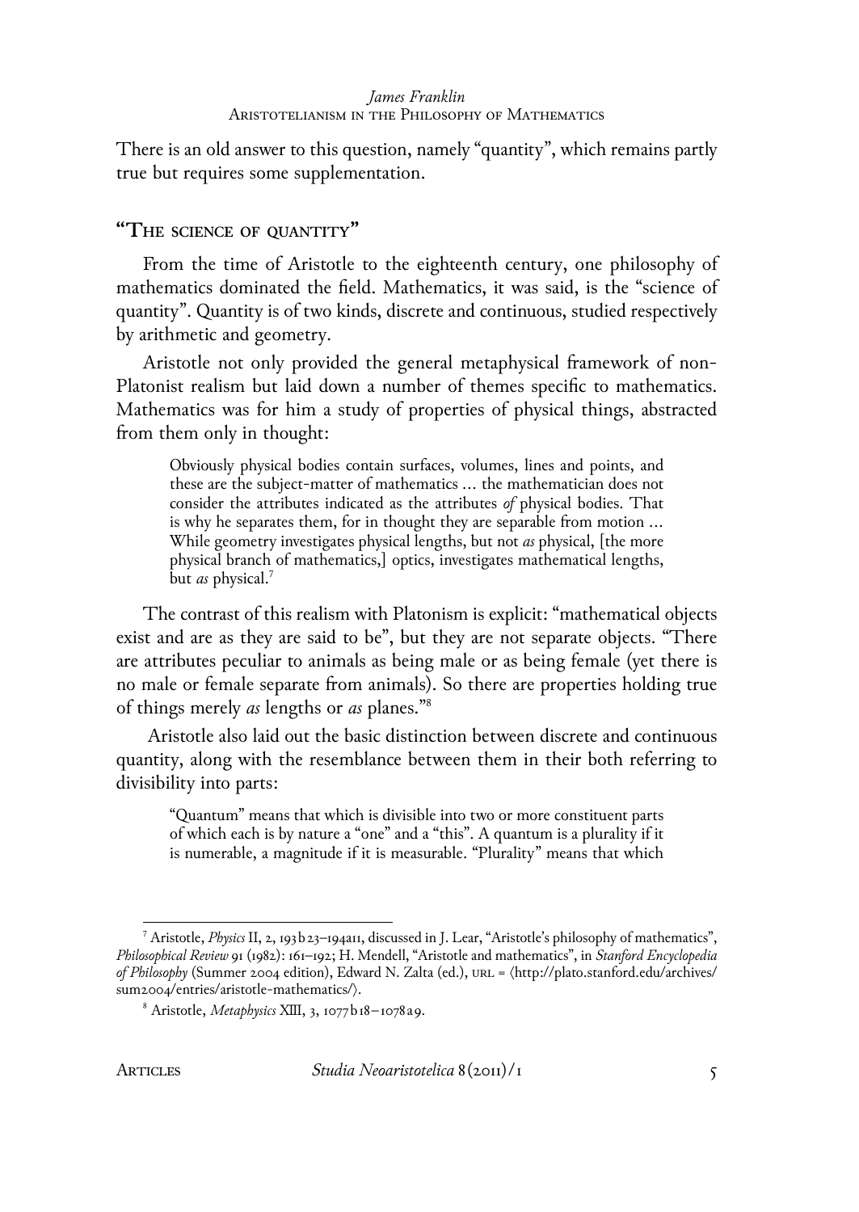There is an old answer to this question, namely "quantity", which remains partly true but requires some supplementation.

## "The science of quantity"

From the time of Aristotle to the eighteenth century, one philosophy of mathematics dominated the field. Mathematics, it was said, is the "science of quantity". Quantity is of two kinds, discrete and continuous, studied respectively by arithmetic and geometry.

Aristotle not only provided the general metaphysical framework of non-Platonist realism but laid down a number of themes specific to mathematics. Mathematics was for him a study of properties of physical things, abstracted from them only in thought:

> Obviously physical bodies contain surfaces, volumes, lines and points, and these are the subject-matter of mathematics ... the mathematician does not consider the attributes indicated as the attributes *of* physical bodies. That is why he separates them, for in thought they are separable from motion ... While geometry investigates physical lengths, but not *as* physical, [the more physical branch of mathematics,] optics, investigates mathematical lengths, but *as* physical.[7]

The contrast of this realism with Platonism is explicit: "mathematical objects exist and are as they are said to be", but they are not separate objects. "There are attributes peculiar to animals as being male or as being female (yet there is no male or female separate from animals). So there are properties holding true of things merely *as* lengths or *as* planes."[8]

Aristotle also laid out the basic distinction between discrete and continuous quantity, along with the resemblance between them in their both referring to divisibility into parts:

> "Quantum" means that which is divisible into two or more constituent parts of which each is by nature a "one" and a "this". A quantum is a plurality if it is numerable, a magnitude if it is measurable. "Plurality" means that which

---

[7] Aristotle, *Physics* II, 2, 193b23–194a11, discussed in J. Lear, "Aristotle's philosophy of mathematics", *Philosophical Review* 91 (1982): 161–192; H. Mendell, "Aristotle and mathematics", in *Stanford Encyclopedia of Philosophy* (Summer 2004 edition), Edward N. Zalta (ed.), URL = ⟨http://plato.stanford.edu/archives/sum2004/entries/aristotle-mathematics/⟩.

[8] Aristotle, *Metaphysics* XIII, 3, 1077b18–1078a9.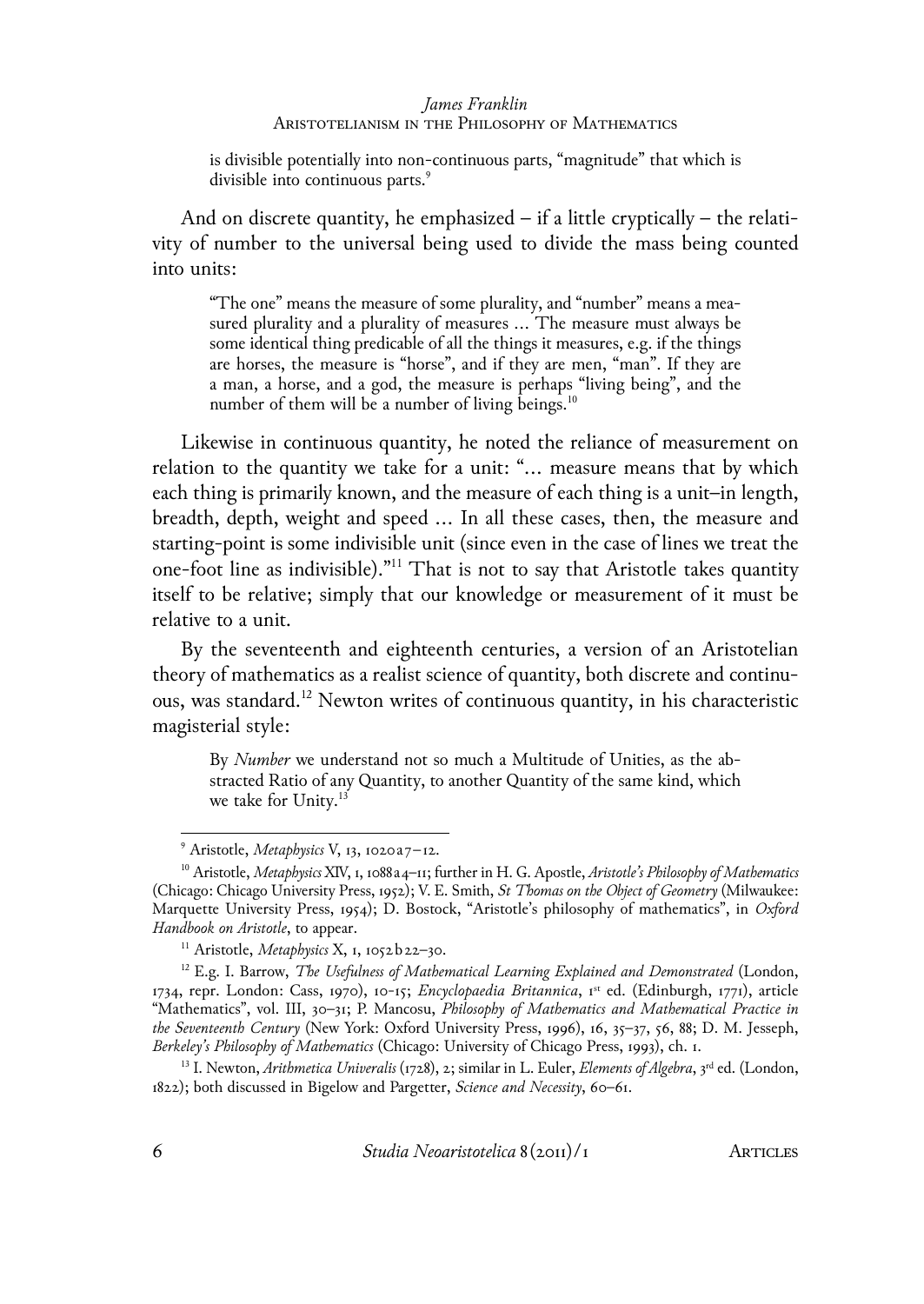> is divisible potentially into non-continuous parts, "magnitude" that which is divisible into continuous parts.[9]

And on discrete quantity, he emphasized – if a little cryptically – the relativity of number to the universal being used to divide the mass being counted into units:

> "The one" means the measure of some plurality, and "number" means a measured plurality and a plurality of measures … The measure must always be some identical thing predicable of all the things it measures, e.g. if the things are horses, the measure is "horse", and if they are men, "man". If they are a man, a horse, and a god, the measure is perhaps "living being", and the number of them will be a number of living beings.[10]

Likewise in continuous quantity, he noted the reliance of measurement on relation to the quantity we take for a unit: "… measure means that by which each thing is primarily known, and the measure of each thing is a unit–in length, breadth, depth, weight and speed … In all these cases, then, the measure and starting-point is some indivisible unit (since even in the case of lines we treat the one-foot line as indivisible)."[11] That is not to say that Aristotle takes quantity itself to be relative; simply that our knowledge or measurement of it must be relative to a unit.

By the seventeenth and eighteenth centuries, a version of an Aristotelian theory of mathematics as a realist science of quantity, both discrete and continuous, was standard.[12] Newton writes of continuous quantity, in his characteristic magisterial style:

> By *Number* we understand not so much a Multitude of Unities, as the abstracted Ratio of any Quantity, to another Quantity of the same kind, which we take for Unity.[13]

---

[9] Aristotle, *Metaphysics* V, 13, 1020a7–12.

[10] Aristotle, *Metaphysics* XIV, 1, 1088a4–11; further in H. G. Apostle, *Aristotle's Philosophy of Mathematics* (Chicago: Chicago University Press, 1952); V. E. Smith, *St Thomas on the Object of Geometry* (Milwaukee: Marquette University Press, 1954); D. Bostock, "Aristotle's philosophy of mathematics", in *Oxford Handbook on Aristotle*, to appear.

[11] Aristotle, *Metaphysics* X, 1, 1052b22–30.

[12] E.g. I. Barrow, *The Usefulness of Mathematical Learning Explained and Demonstrated* (London, 1734, repr. London: Cass, 1970), 10–15; *Encyclopaedia Britannica*, 1st ed. (Edinburgh, 1771), article "Mathematics", vol. III, 30–31; P. Mancosu, *Philosophy of Mathematics and Mathematical Practice in the Seventeenth Century* (New York: Oxford University Press, 1996), 16, 35–37, 56, 88; D. M. Jesseph, *Berkeley's Philosophy of Mathematics* (Chicago: University of Chicago Press, 1993), ch. 1.

[13] I. Newton, *Arithmetica Univeralis* (1728), 2; similar in L. Euler, *Elements of Algebra*, 3rd ed. (London, 1822); both discussed in Bigelow and Pargetter, *Science and Necessity*, 60–61.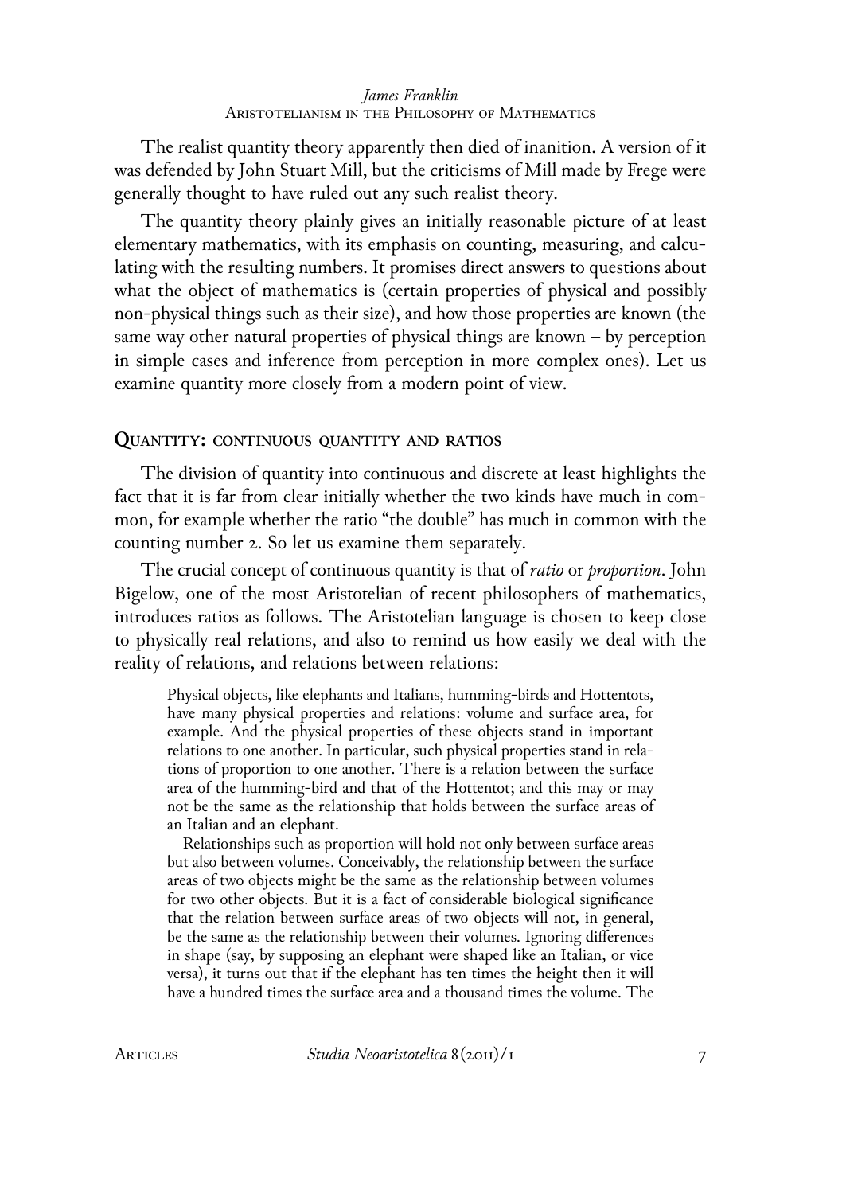The realist quantity theory apparently then died of inanition. A version of it was defended by John Stuart Mill, but the criticisms of Mill made by Frege were generally thought to have ruled out any such realist theory.

The quantity theory plainly gives an initially reasonable picture of at least elementary mathematics, with its emphasis on counting, measuring, and calculating with the resulting numbers. It promises direct answers to questions about what the object of mathematics is (certain properties of physical and possibly non-physical things such as their size), and how those properties are known (the same way other natural properties of physical things are known – by perception in simple cases and inference from perception in more complex ones). Let us examine quantity more closely from a modern point of view.

## Quantity: continuous quantity and ratios

The division of quantity into continuous and discrete at least highlights the fact that it is far from clear initially whether the two kinds have much in common, for example whether the ratio "the double" has much in common with the counting number 2. So let us examine them separately.

The crucial concept of continuous quantity is that of *ratio* or *proportion*. John Bigelow, one of the most Aristotelian of recent philosophers of mathematics, introduces ratios as follows. The Aristotelian language is chosen to keep close to physically real relations, and also to remind us how easily we deal with the reality of relations, and relations between relations:

> Physical objects, like elephants and Italians, humming-birds and Hottentots, have many physical properties and relations: volume and surface area, for example. And the physical properties of these objects stand in important relations to one another. In particular, such physical properties stand in relations of proportion to one another. There is a relation between the surface area of the humming-bird and that of the Hottentot; and this may or may not be the same as the relationship that holds between the surface areas of an Italian and an elephant.
>
> Relationships such as proportion will hold not only between surface areas but also between volumes. Conceivably, the relationship between the surface areas of two objects might be the same as the relationship between volumes for two other objects. But it is a fact of considerable biological significance that the relation between surface areas of two objects will not, in general, be the same as the relationship between their volumes. Ignoring differences in shape (say, by supposing an elephant were shaped like an Italian, or vice versa), it turns out that if the elephant has ten times the height then it will have a hundred times the surface area and a thousand times the volume. The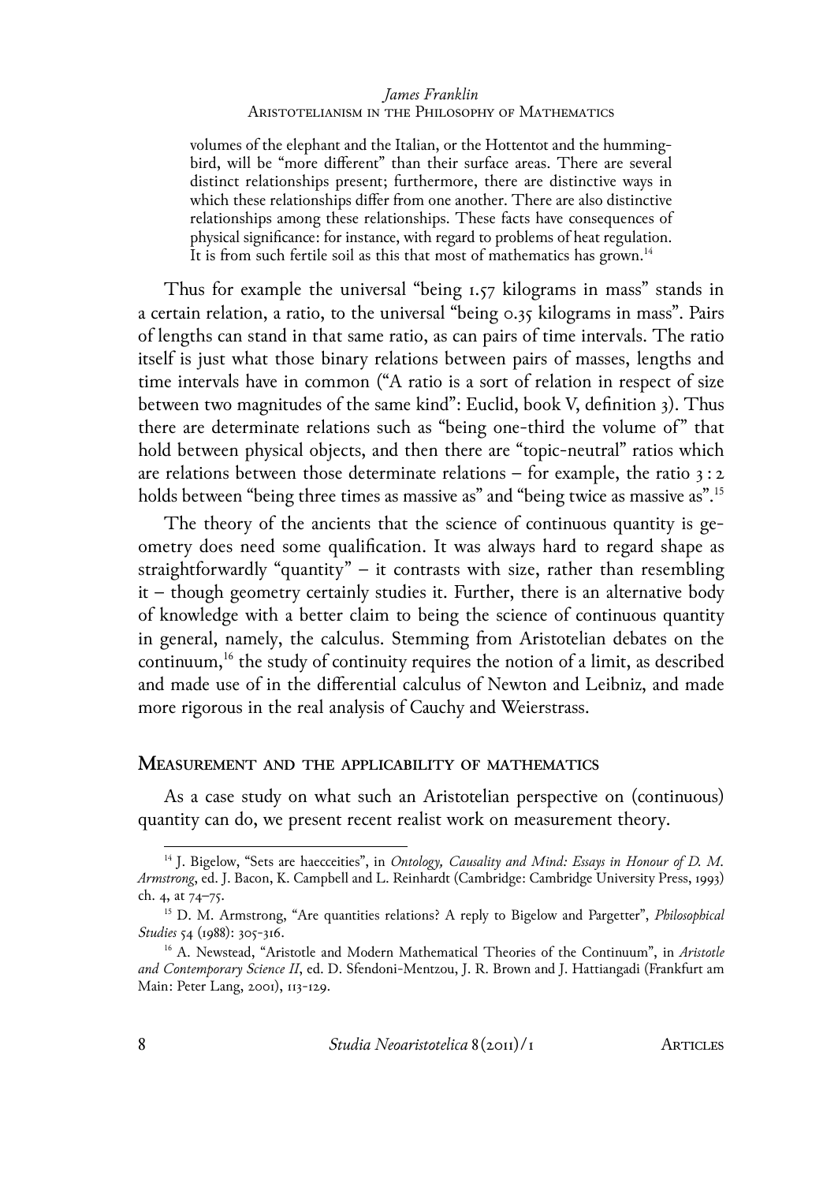> volumes of the elephant and the Italian, or the Hottentot and the humming-bird, will be "more different" than their surface areas. There are several distinct relationships present; furthermore, there are distinctive ways in which these relationships differ from one another. There are also distinctive relationships among these relationships. These facts have consequences of physical significance: for instance, with regard to problems of heat regulation. It is from such fertile soil as this that most of mathematics has grown.[14]

Thus for example the universal "being 1.57 kilograms in mass" stands in a certain relation, a ratio, to the universal "being 0.35 kilograms in mass". Pairs of lengths can stand in that same ratio, as can pairs of time intervals. The ratio itself is just what those binary relations between pairs of masses, lengths and time intervals have in common ("A ratio is a sort of relation in respect of size between two magnitudes of the same kind": Euclid, book V, definition 3). Thus there are determinate relations such as "being one-third the volume of" that hold between physical objects, and then there are "topic-neutral" ratios which are relations between those determinate relations – for example, the ratio 3 : 2 holds between "being three times as massive as" and "being twice as massive as".[15]

The theory of the ancients that the science of continuous quantity is geometry does need some qualification. It was always hard to regard shape as straightforwardly "quantity" – it contrasts with size, rather than resembling it – though geometry certainly studies it. Further, there is an alternative body of knowledge with a better claim to being the science of continuous quantity in general, namely, the calculus. Stemming from Aristotelian debates on the continuum,[16] the study of continuity requires the notion of a limit, as described and made use of in the differential calculus of Newton and Leibniz, and made more rigorous in the real analysis of Cauchy and Weierstrass.

## Measurement and the applicability of mathematics

As a case study on what such an Aristotelian perspective on (continuous) quantity can do, we present recent realist work on measurement theory.

---

[14] J. Bigelow, "Sets are haecceities", in *Ontology, Causality and Mind: Essays in Honour of D. M. Armstrong*, ed. J. Bacon, K. Campbell and L. Reinhardt (Cambridge: Cambridge University Press, 1993) ch. 4, at 74–75.

[15] D. M. Armstrong, "Are quantities relations? A reply to Bigelow and Pargetter", *Philosophical Studies* 54 (1988): 305-316.

[16] A. Newstead, "Aristotle and Modern Mathematical Theories of the Continuum", in *Aristotle and Contemporary Science II*, ed. D. Sfendoni-Mentzou, J. R. Brown and J. Hattiangadi (Frankfurt am Main: Peter Lang, 2001), 113-129.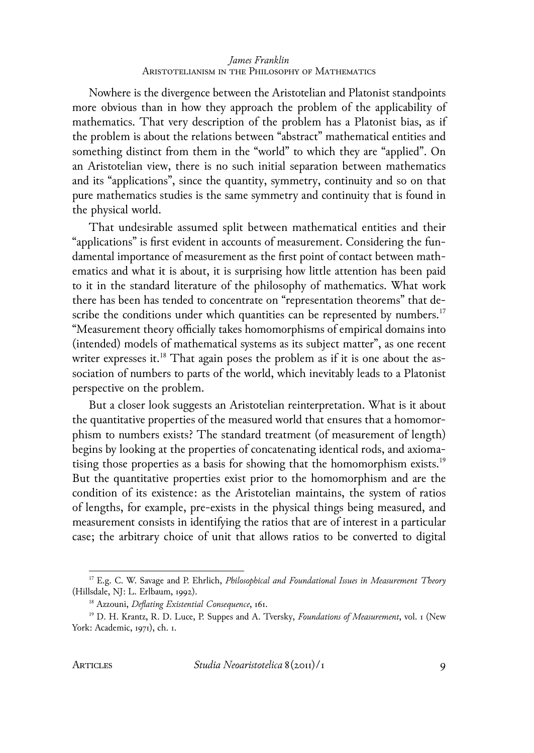Nowhere is the divergence between the Aristotelian and Platonist standpoints more obvious than in how they approach the problem of the applicability of mathematics. That very description of the problem has a Platonist bias, as if the problem is about the relations between "abstract" mathematical entities and something distinct from them in the "world" to which they are "applied". On an Aristotelian view, there is no such initial separation between mathematics and its "applications", since the quantity, symmetry, continuity and so on that pure mathematics studies is the same symmetry and continuity that is found in the physical world.

That undesirable assumed split between mathematical entities and their "applications" is first evident in accounts of measurement. Considering the fundamental importance of measurement as the first point of contact between mathematics and what it is about, it is surprising how little attention has been paid to it in the standard literature of the philosophy of mathematics. What work there has been has tended to concentrate on "representation theorems" that describe the conditions under which quantities can be represented by numbers.[17] "Measurement theory officially takes homomorphisms of empirical domains into (intended) models of mathematical systems as its subject matter", as one recent writer expresses it.[18] That again poses the problem as if it is one about the association of numbers to parts of the world, which inevitably leads to a Platonist perspective on the problem.

But a closer look suggests an Aristotelian reinterpretation. What is it about the quantitative properties of the measured world that ensures that a homomorphism to numbers exists? The standard treatment (of measurement of length) begins by looking at the properties of concatenating identical rods, and axiomatising those properties as a basis for showing that the homomorphism exists.[19] But the quantitative properties exist prior to the homomorphism and are the condition of its existence: as the Aristotelian maintains, the system of ratios of lengths, for example, pre-exists in the physical things being measured, and measurement consists in identifying the ratios that are of interest in a particular case; the arbitrary choice of unit that allows ratios to be converted to digital

---

[17] E.g. C. W. Savage and P. Ehrlich, *Philosophical and Foundational Issues in Measurement Theory* (Hillsdale, NJ: L. Erlbaum, 1992).

[18] Azzouni, *Deflating Existential Consequence*, 161.

[19] D. H. Krantz, R. D. Luce, P. Suppes and A. Tversky, *Foundations of Measurement*, vol. 1 (New York: Academic, 1971), ch. 1.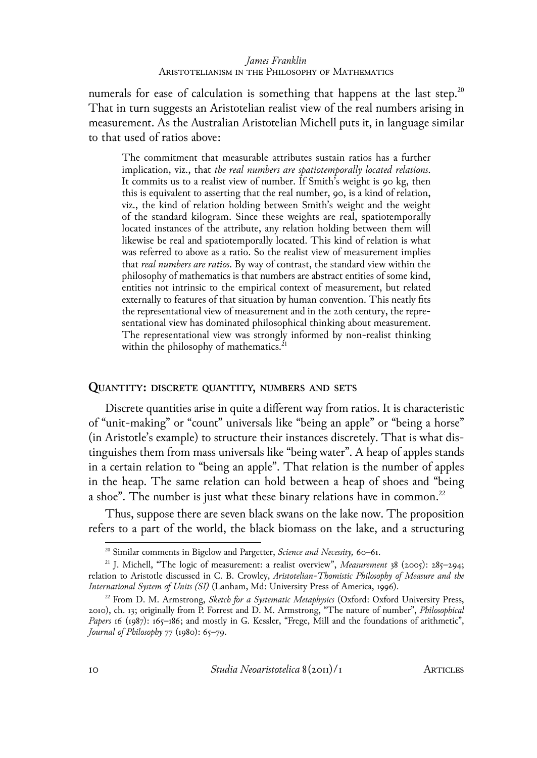numerals for ease of calculation is something that happens at the last step.[20] That in turn suggests an Aristotelian realist view of the real numbers arising in measurement. As the Australian Aristotelian Michell puts it, in language similar to that used of ratios above:

> The commitment that measurable attributes sustain ratios has a further implication, viz., that *the real numbers are spatiotemporally located relations*. It commits us to a realist view of number. If Smith's weight is 90 kg, then this is equivalent to asserting that the real number, 90, is a kind of relation, viz., the kind of relation holding between Smith's weight and the weight of the standard kilogram. Since these weights are real, spatiotemporally located instances of the attribute, any relation holding between them will likewise be real and spatiotemporally located. This kind of relation is what was referred to above as a ratio. So the realist view of measurement implies that *real numbers are ratios*. By way of contrast, the standard view within the philosophy of mathematics is that numbers are abstract entities of some kind, entities not intrinsic to the empirical context of measurement, but related externally to features of that situation by human convention. This neatly fits the representational view of measurement and in the 20th century, the representational view has dominated philosophical thinking about measurement. The representational view was strongly informed by non-realist thinking within the philosophy of mathematics.[21]

## Quantity: discrete quantity, numbers and sets

Discrete quantities arise in quite a different way from ratios. It is characteristic of "unit-making" or "count" universals like "being an apple" or "being a horse" (in Aristotle's example) to structure their instances discretely. That is what distinguishes them from mass universals like "being water". A heap of apples stands in a certain relation to "being an apple". That relation is the number of apples in the heap. The same relation can hold between a heap of shoes and "being a shoe". The number is just what these binary relations have in common.[22]

Thus, suppose there are seven black swans on the lake now. The proposition refers to a part of the world, the black biomass on the lake, and a structuring

---

[20] Similar comments in Bigelow and Pargetter, *Science and Necessity,* 60–61.

[21] J. Michell, "The logic of measurement: a realist overview", *Measurement* 38 (2005): 285–294; relation to Aristotle discussed in C. B. Crowley, *Aristotelian-Thomistic Philosophy of Measure and the International System of Units (SI)* (Lanham, Md: University Press of America, 1996).

[22] From D. M. Armstrong, *Sketch for a Systematic Metaphysics* (Oxford: Oxford University Press, 2010), ch. 13; originally from P. Forrest and D. M. Armstrong, "The nature of number", *Philosophical Papers* 16 (1987): 165–186; and mostly in G. Kessler, "Frege, Mill and the foundations of arithmetic", *Journal of Philosophy* 77 (1980): 65–79.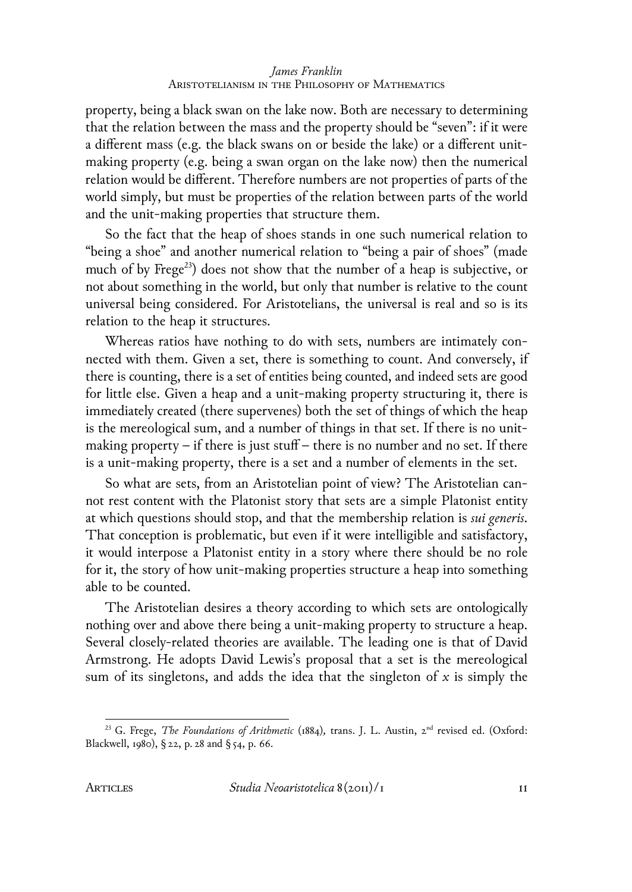property, being a black swan on the lake now. Both are necessary to determining that the relation between the mass and the property should be "seven": if it were a different mass (e.g. the black swans on or beside the lake) or a different unit-making property (e.g. being a swan organ on the lake now) then the numerical relation would be different. Therefore numbers are not properties of parts of the world simply, but must be properties of the relation between parts of the world and the unit-making properties that structure them.

So the fact that the heap of shoes stands in one such numerical relation to "being a shoe" and another numerical relation to "being a pair of shoes" (made much of by Frege[23]) does not show that the number of a heap is subjective, or not about something in the world, but only that number is relative to the count universal being considered. For Aristotelians, the universal is real and so is its relation to the heap it structures.

Whereas ratios have nothing to do with sets, numbers are intimately connected with them. Given a set, there is something to count. And conversely, if there is counting, there is a set of entities being counted, and indeed sets are good for little else. Given a heap and a unit-making property structuring it, there is immediately created (there supervenes) both the set of things of which the heap is the mereological sum, and a number of things in that set. If there is no unit-making property – if there is just stuff – there is no number and no set. If there is a unit-making property, there is a set and a number of elements in the set.

So what are sets, from an Aristotelian point of view? The Aristotelian cannot rest content with the Platonist story that sets are a simple Platonist entity at which questions should stop, and that the membership relation is *sui generis*. That conception is problematic, but even if it were intelligible and satisfactory, it would interpose a Platonist entity in a story where there should be no role for it, the story of how unit-making properties structure a heap into something able to be counted.

The Aristotelian desires a theory according to which sets are ontologically nothing over and above there being a unit-making property to structure a heap. Several closely-related theories are available. The leading one is that of David Armstrong. He adopts David Lewis's proposal that a set is the mereological sum of its singletons, and adds the idea that the singleton of $x$ is simply the

---

[23] G. Frege, *The Foundations of Arithmetic* (1884), trans. J. L. Austin, 2nd revised ed. (Oxford: Blackwell, 1980), § 22, p. 28 and § 54, p. 66.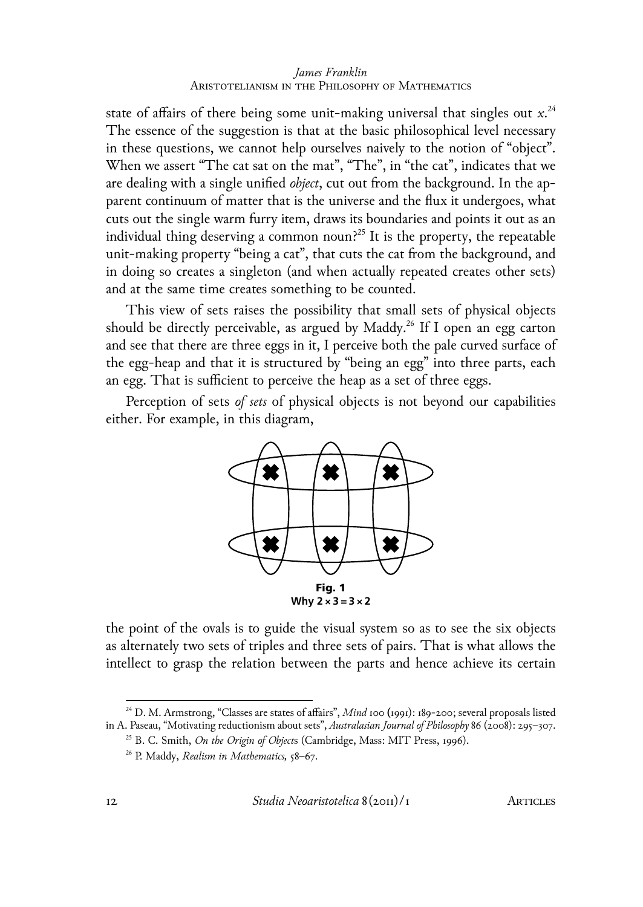state of affairs of there being some unit-making universal that singles out $x$.[24] The essence of the suggestion is that at the basic philosophical level necessary in these questions, we cannot help ourselves naively to the notion of "object". When we assert "The cat sat on the mat", "The", in "the cat", indicates that we are dealing with a single unified *object*, cut out from the background. In the apparent continuum of matter that is the universe and the flux it undergoes, what cuts out the single warm furry item, draws its boundaries and points it out as an individual thing deserving a common noun?[25] It is the property, the repeatable unit-making property "being a cat", that cuts the cat from the background, and in doing so creates a singleton (and when actually repeated creates other sets) and at the same time creates something to be counted.

This view of sets raises the possibility that small sets of physical objects should be directly perceivable, as argued by Maddy.[26] If I open an egg carton and see that there are three eggs in it, I perceive both the pale curved surface of the egg-heap and that it is structured by "being an egg" into three parts, each an egg. That is sufficient to perceive the heap as a set of three eggs.

Perception of sets *of sets* of physical objects is not beyond our capabilities either. For example, in this diagram,

**Fig. 1**
**Why 2 × 3 = 3 × 2**

the point of the ovals is to guide the visual system so as to see the six objects as alternately two sets of triples and three sets of pairs. That is what allows the intellect to grasp the relation between the parts and hence achieve its certain

---

[24] D. M. Armstrong, "Classes are states of affairs", *Mind* 100 (1991): 189-200; several proposals listed in A. Paseau, "Motivating reductionism about sets", *Australasian Journal of Philosophy* 86 (2008): 295–307.

[25] B. C. Smith, *On the Origin of Objects* (Cambridge, Mass: MIT Press, 1996).

[26] P. Maddy, *Realism in Mathematics,* 58–67.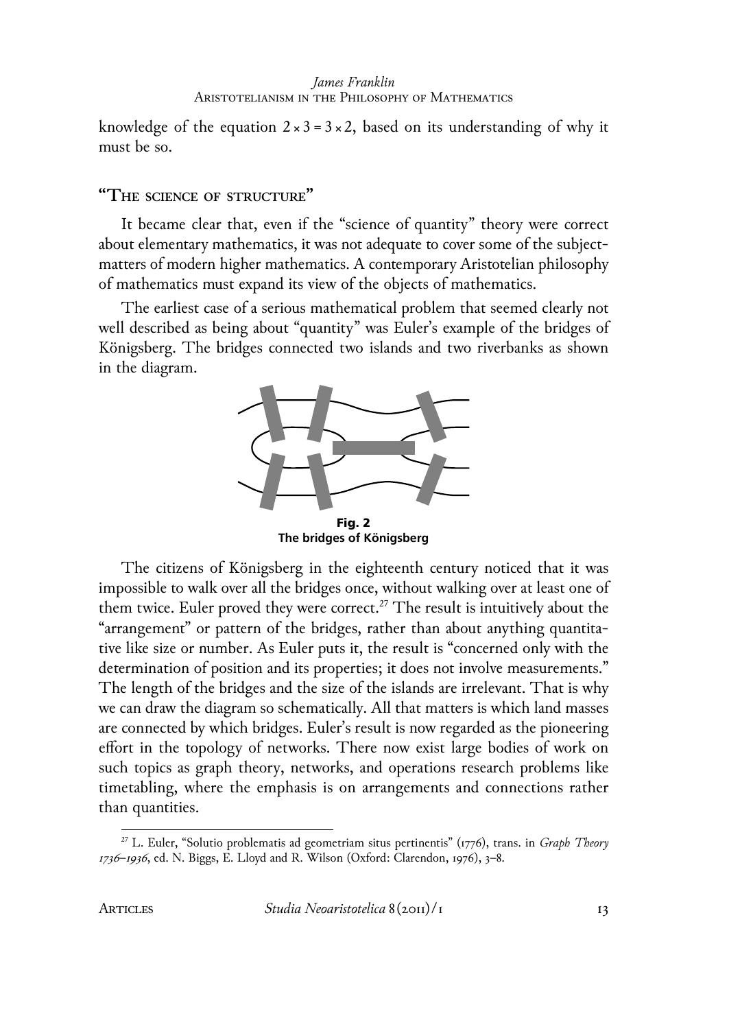knowledge of the equation $2 \times 3 = 3 \times 2$, based on its understanding of why it must be so.

## "The science of structure"

It became clear that, even if the "science of quantity" theory were correct about elementary mathematics, it was not adequate to cover some of the subject-matters of modern higher mathematics. A contemporary Aristotelian philosophy of mathematics must expand its view of the objects of mathematics.

The earliest case of a serious mathematical problem that seemed clearly not well described as being about "quantity" was Euler's example of the bridges of Königsberg. The bridges connected two islands and two riverbanks as shown in the diagram.

**Fig. 2**
**The bridges of Königsberg**

The citizens of Königsberg in the eighteenth century noticed that it was impossible to walk over all the bridges once, without walking over at least one of them twice. Euler proved they were correct.[27] The result is intuitively about the "arrangement" or pattern of the bridges, rather than about anything quantitative like size or number. As Euler puts it, the result is "concerned only with the determination of position and its properties; it does not involve measurements." The length of the bridges and the size of the islands are irrelevant. That is why we can draw the diagram so schematically. All that matters is which land masses are connected by which bridges. Euler's result is now regarded as the pioneering effort in the topology of networks. There now exist large bodies of work on such topics as graph theory, networks, and operations research problems like timetabling, where the emphasis is on arrangements and connections rather than quantities.

---

[27] L. Euler, "Solutio problematis ad geometriam situs pertinentis" (1776), trans. in *Graph Theory 1736–1936*, ed. N. Biggs, E. Lloyd and R. Wilson (Oxford: Clarendon, 1976), 3–8.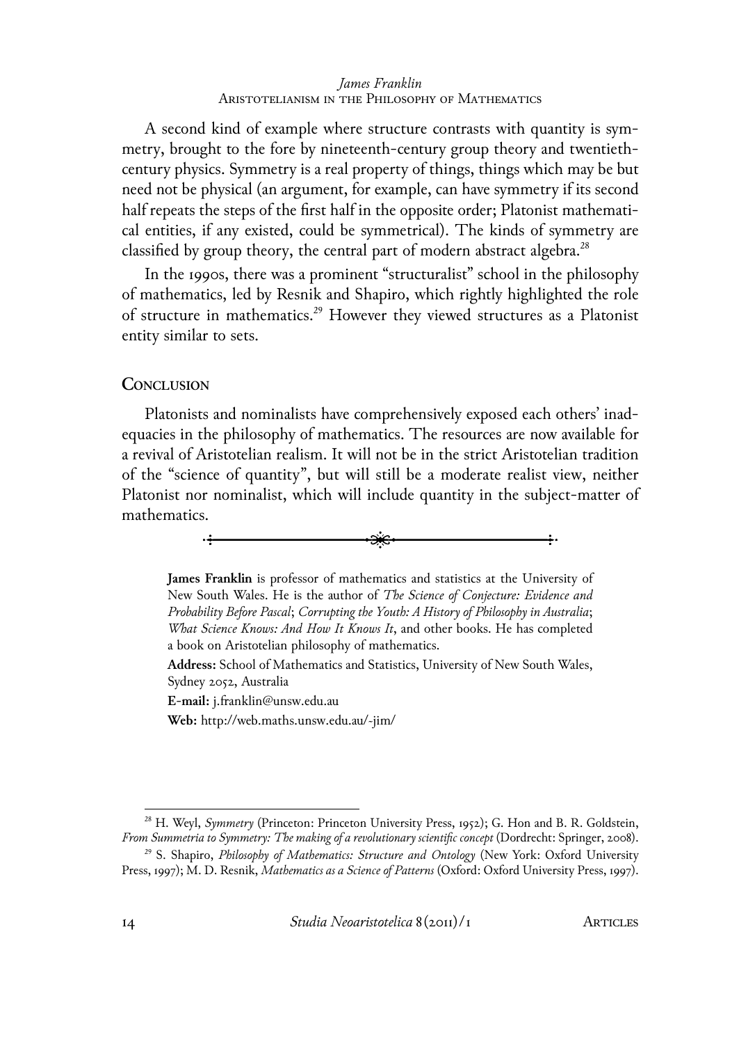A second kind of example where structure contrasts with quantity is symmetry, brought to the fore by nineteenth-century group theory and twentieth-century physics. Symmetry is a real property of things, things which may be but need not be physical (an argument, for example, can have symmetry if its second half repeats the steps of the first half in the opposite order; Platonist mathematical entities, if any existed, could be symmetrical). The kinds of symmetry are classified by group theory, the central part of modern abstract algebra.[28]

In the 1990s, there was a prominent "structuralist" school in the philosophy of mathematics, led by Resnik and Shapiro, which rightly highlighted the role of structure in mathematics.[29] However they viewed structures as a Platonist entity similar to sets.

## Conclusion

Platonists and nominalists have comprehensively exposed each others' inadequacies in the philosophy of mathematics. The resources are now available for a revival of Aristotelian realism. It will not be in the strict Aristotelian tradition of the "science of quantity", but will still be a moderate realist view, neither Platonist nor nominalist, which will include quantity in the subject-matter of mathematics.

---

**James Franklin** is professor of mathematics and statistics at the University of New South Wales. He is the author of *The Science of Conjecture: Evidence and Probability Before Pascal*; *Corrupting the Youth: A History of Philosophy in Australia*; *What Science Knows: And How It Knows It*, and other books. He has completed a book on Aristotelian philosophy of mathematics.

**Address:** School of Mathematics and Statistics, University of New South Wales, Sydney 2052, Australia

**E-mail:** j.franklin@unsw.edu.au

**Web:** http://web.maths.unsw.edu.au/~jim/

---

[28] H. Weyl, *Symmetry* (Princeton: Princeton University Press, 1952); G. Hon and B. R. Goldstein, *From Summetria to Symmetry: The making of a revolutionary scientific concept* (Dordrecht: Springer, 2008).

[29] S. Shapiro, *Philosophy of Mathematics: Structure and Ontology* (New York: Oxford University Press, 1997); M. D. Resnik, *Mathematics as a Science of Patterns* (Oxford: Oxford University Press, 1997).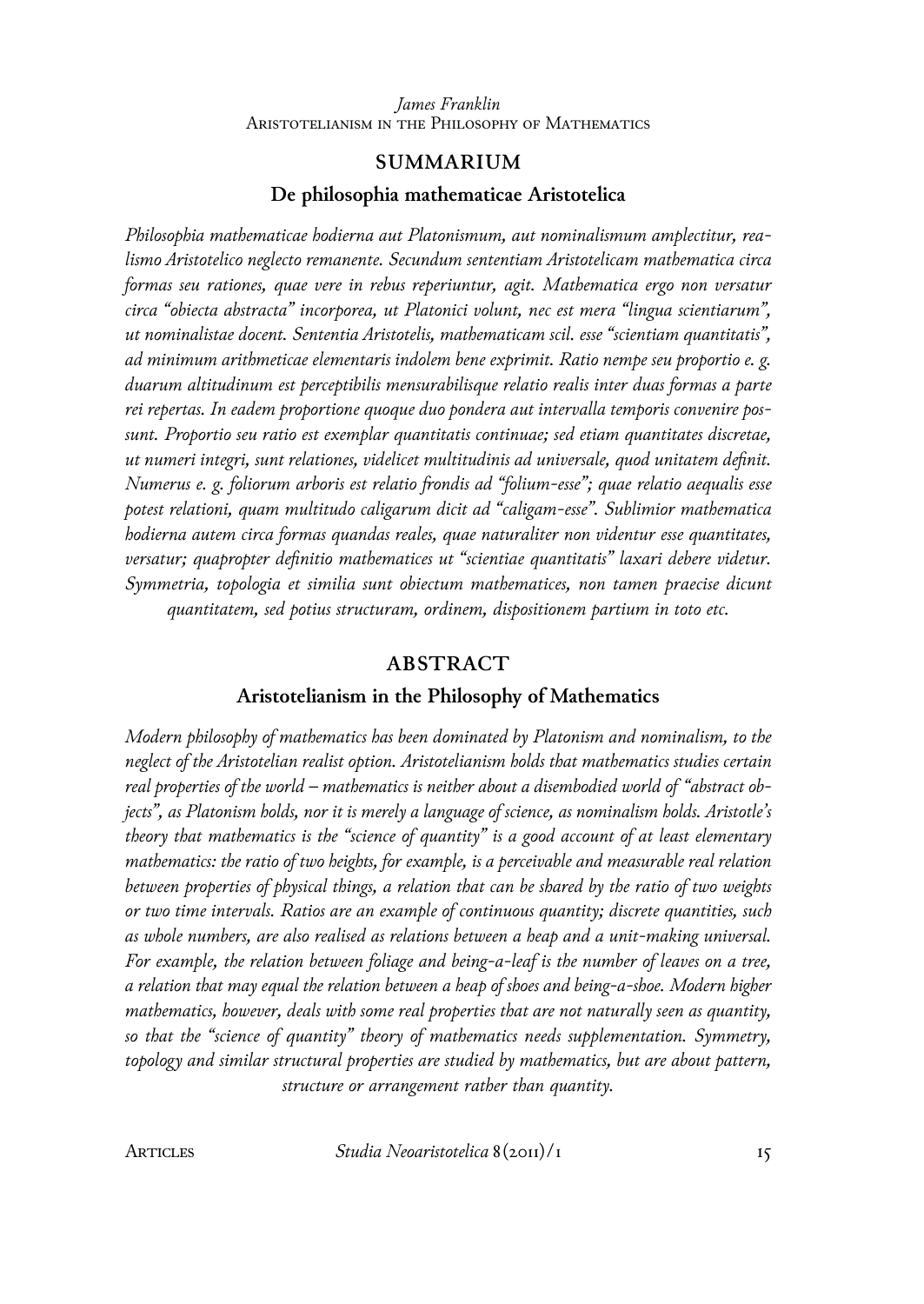*James Franklin*
Aristotelianism in the Philosophy of Mathematics

## SUMMARIUM

### De philosophia mathematicae Aristotelica

*Philosophia mathematicae hodierna aut Platonismum, aut nominalismum amplectitur, realismo Aristotelico neglecto remanente. Secundum sententiam Aristotelicam mathematica circa formas seu rationes, quae vere in rebus reperiuntur, agit. Mathematica ergo non versatur circa "obiecta abstracta" incorporea, ut Platonici volunt, nec est mera "lingua scientiarum", ut nominalistae docent. Sententia Aristotelis, mathematicam scil. esse "scientiam quantitatis", ad minimum arithmeticae elementaris indolem bene exprimit. Ratio nempe seu proportio e. g. duarum altitudinum est perceptibilis mensurabilisque relatio realis inter duas formas a parte rei repertas. In eadem proportione quoque duo pondera aut intervalla temporis convenire possunt. Proportio seu ratio est exemplar quantitatis continuae; sed etiam quantitates discretae, ut numeri integri, sunt relationes, videlicet multitudinis ad universale, quod unitatem definit. Numerus e. g. foliorum arboris est relatio frondis ad "folium-esse"; quae relatio aequalis esse potest relationi, quam multitudo caligarum dicit ad "caligam-esse". Sublimior mathematica hodierna autem circa formas quandas reales, quae naturaliter non videntur esse quantitates, versatur; quapropter definitio mathematices ut "scientiae quantitatis" laxari debere videtur. Symmetria, topologia et similia sunt obiectum mathematices, non tamen praecise dicunt quantitatem, sed potius structuram, ordinem, dispositionem partium in toto etc.*

## ABSTRACT

### Aristotelianism in the Philosophy of Mathematics

*Modern philosophy of mathematics has been dominated by Platonism and nominalism, to the neglect of the Aristotelian realist option. Aristotelianism holds that mathematics studies certain real properties of the world – mathematics is neither about a disembodied world of "abstract objects", as Platonism holds, nor it is merely a language of science, as nominalism holds. Aristotle's theory that mathematics is the "science of quantity" is a good account of at least elementary mathematics: the ratio of two heights, for example, is a perceivable and measurable real relation between properties of physical things, a relation that can be shared by the ratio of two weights or two time intervals. Ratios are an example of continuous quantity; discrete quantities, such as whole numbers, are also realised as relations between a heap and a unit-making universal. For example, the relation between foliage and being-a-leaf is the number of leaves on a tree, a relation that may equal the relation between a heap of shoes and being-a-shoe. Modern higher mathematics, however, deals with some real properties that are not naturally seen as quantity, so that the "science of quantity" theory of mathematics needs supplementation. Symmetry, topology and similar structural properties are studied by mathematics, but are about pattern, structure or arrangement rather than quantity.*